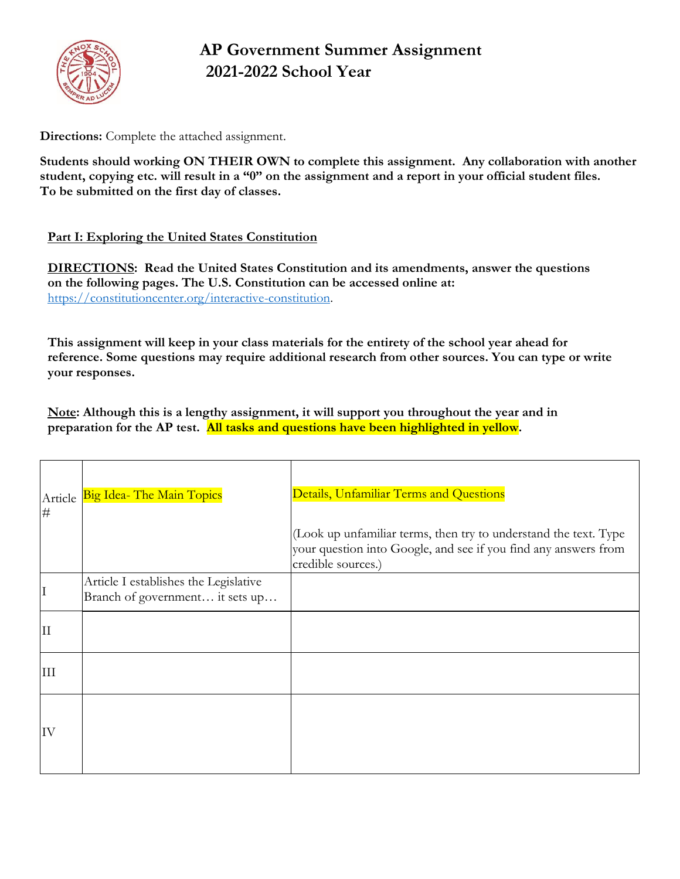# AP Government Summer Assignment
## 2021-2022 School Year

**Directions:** Complete the attached assignment.

**Students should working ON THEIR OWN to complete this assignment. Any collaboration with another student, copying etc. will result in a "0" on the assignment and a report in your official student files. To be submitted on the first day of classes.**

**Part I: Exploring the United States Constitution**

**DIRECTIONS: Read the United States Constitution and its amendments, answer the questions on the following pages. The U.S. Constitution can be accessed online at:** https://constitutioncenter.org/interactive-constitution.

**This assignment will keep in your class materials for the entirety of the school year ahead for reference. Some questions may require additional research from other sources. You can type or write your responses.**

**Note: Although this is a lengthy assignment, it will support you throughout the year and in preparation for the AP test. All tasks and questions have been highlighted in yellow.**

| Article # | Big Idea- The Main Topics | Details, Unfamiliar Terms and Questions<br><br>(Look up unfamiliar terms, then try to understand the text. Type your question into Google, and see if you find any answers from credible sources.) |
|---|---|---|
| I | Article I establishes the Legislative Branch of government… it sets up… | |
| II | | |
| III | | |
| IV | | |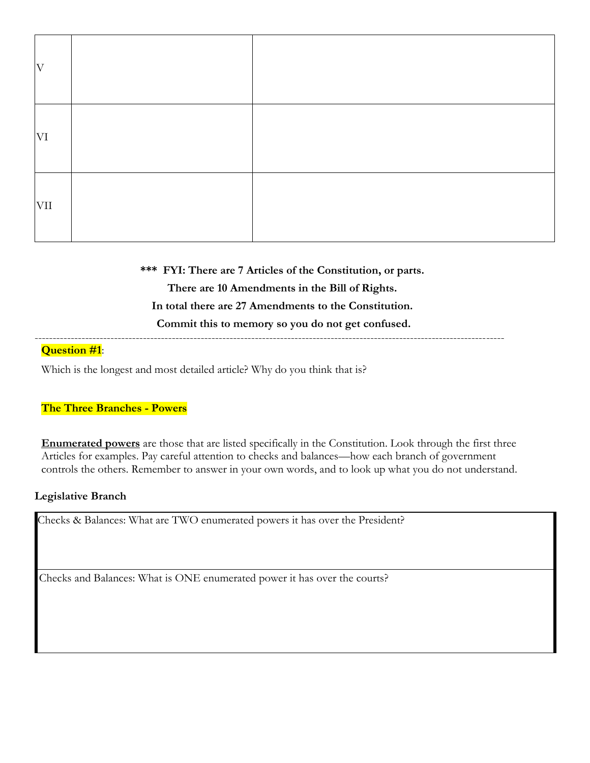| | | |
|---|---|---|
| V | | |
| VI | | |
| VII | | |

**\*\*\* FYI: There are 7 Articles of the Constitution, or parts.**

**There are 10 Amendments in the Bill of Rights.**

**In total there are 27 Amendments to the Constitution.**

**Commit this to memory so you do not get confused.**

---

**Question #1**:

Which is the longest and most detailed article? Why do you think that is?

**The Three Branches - Powers**

**<u>Enumerated powers</u>** are those that are listed specifically in the Constitution. Look through the first three Articles for examples. Pay careful attention to checks and balances—how each branch of government controls the others. Remember to answer in your own words, and to look up what you do not understand.

**Legislative Branch**

| Checks & Balances: What are TWO enumerated powers it has over the President? |
|---|
| Checks and Balances: What is ONE enumerated power it has over the courts? |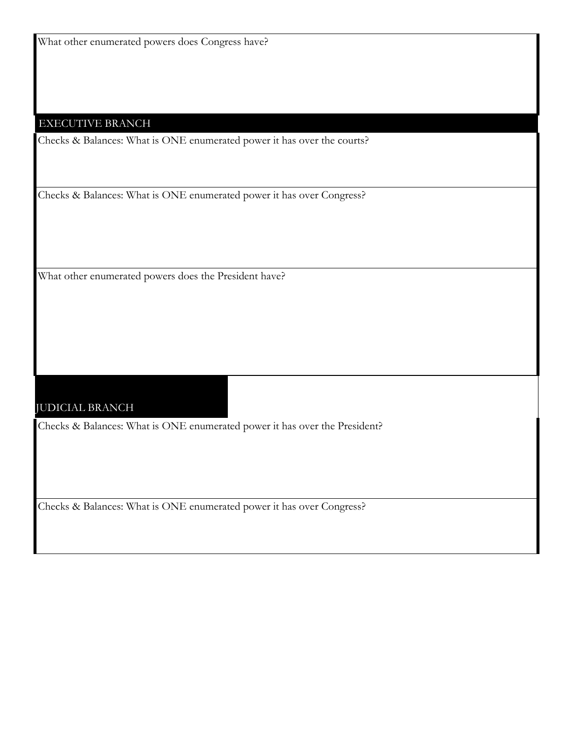What other enumerated powers does Congress have?

## EXECUTIVE BRANCH

Checks & Balances: What is ONE enumerated power it has over the courts?

Checks & Balances: What is ONE enumerated power it has over Congress?

What other enumerated powers does the President have?

## JUDICIAL BRANCH

Checks & Balances: What is ONE enumerated power it has over the President?

Checks & Balances: What is ONE enumerated power it has over Congress?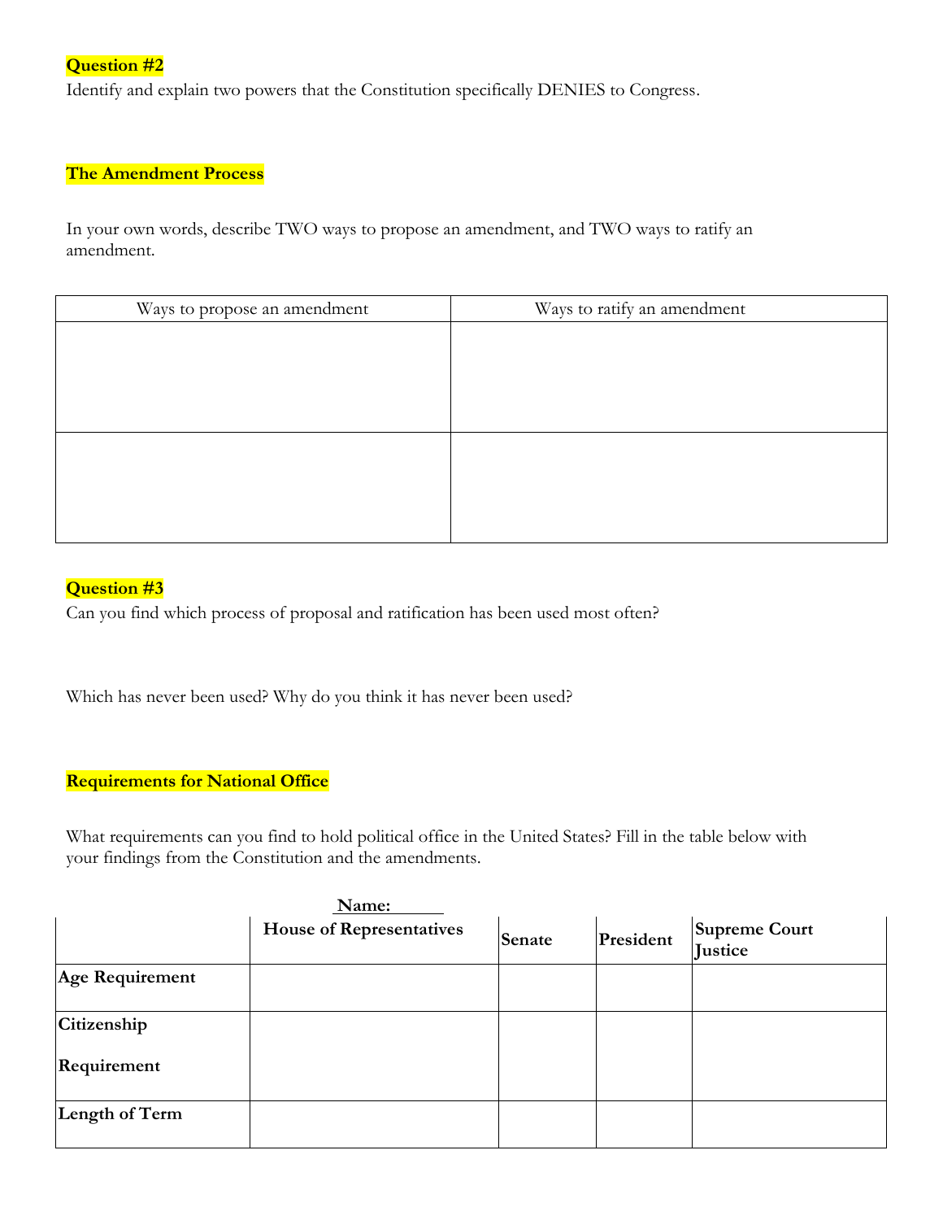**Question #2**

Identify and explain two powers that the Constitution specifically DENIES to Congress.

**The Amendment Process**

In your own words, describe TWO ways to propose an amendment, and TWO ways to ratify an amendment.

| Ways to propose an amendment | Ways to ratify an amendment |
| --- | --- |
| | |
| | |

**Question #3**

Can you find which process of proposal and ratification has been used most often?

Which has never been used? Why do you think it has never been used?

**Requirements for National Office**

What requirements can you find to hold political office in the United States? Fill in the table below with your findings from the Constitution and the amendments.

**Name:** \_\_\_\_\_\_

| | **House of Representatives** | **Senate** | **President** | **Supreme Court Justice** |
| --- | --- | --- | --- | --- |
| **Age Requirement** | | | | |
| **Citizenship Requirement** | | | | |
| **Length of Term** | | | | |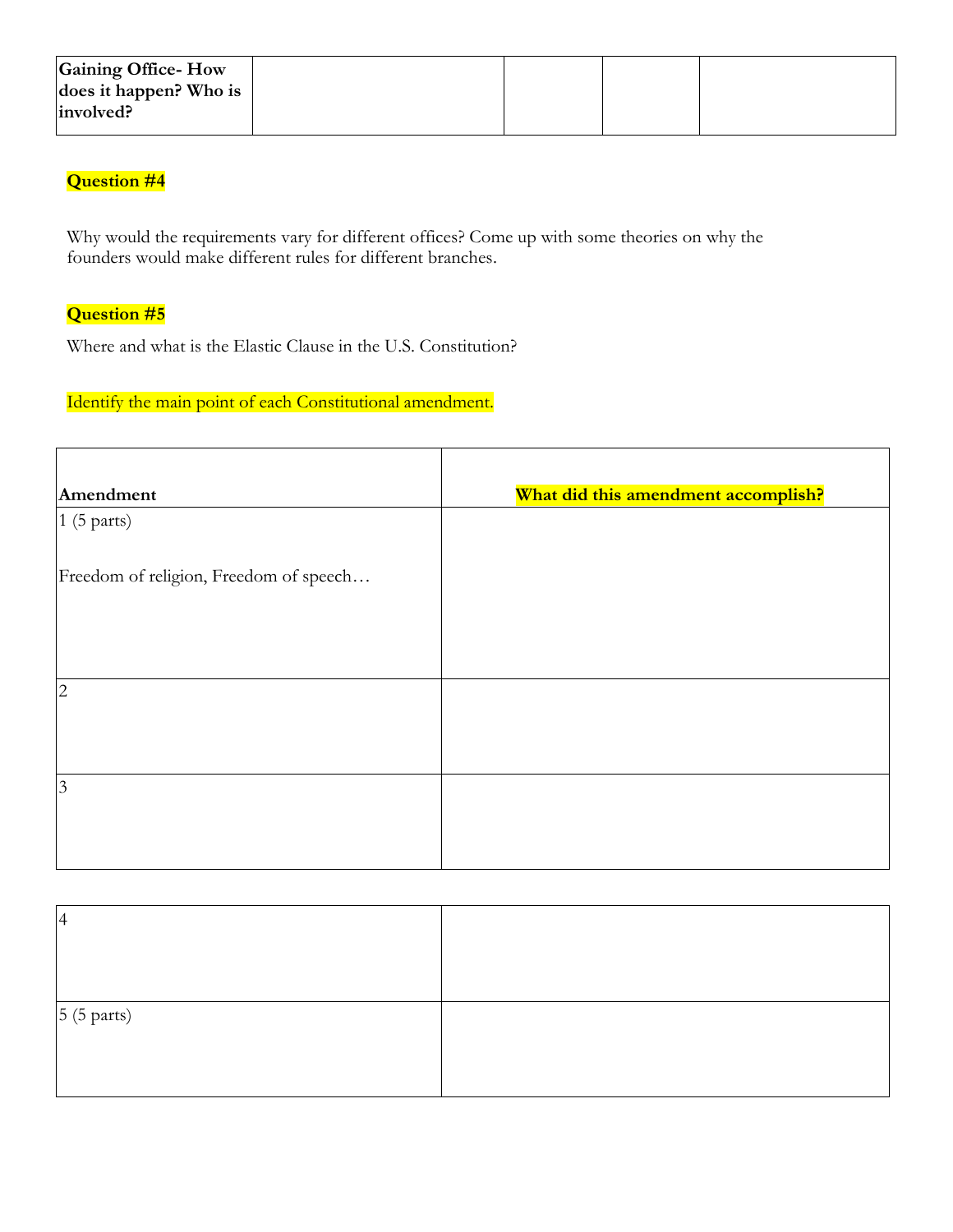| Gaining Office- How does it happen? Who is involved? | | | | |
|---|---|---|---|---|

**Question #4**

Why would the requirements vary for different offices? Come up with some theories on why the founders would make different rules for different branches.

**Question #5**

Where and what is the Elastic Clause in the U.S. Constitution?

Identify the main point of each Constitutional amendment.

| Amendment | What did this amendment accomplish? |
|---|---|
| 1 (5 parts)<br><br>Freedom of religion, Freedom of speech… | |
| 2 | |
| 3 | |
| 4 | |
| 5 (5 parts) | |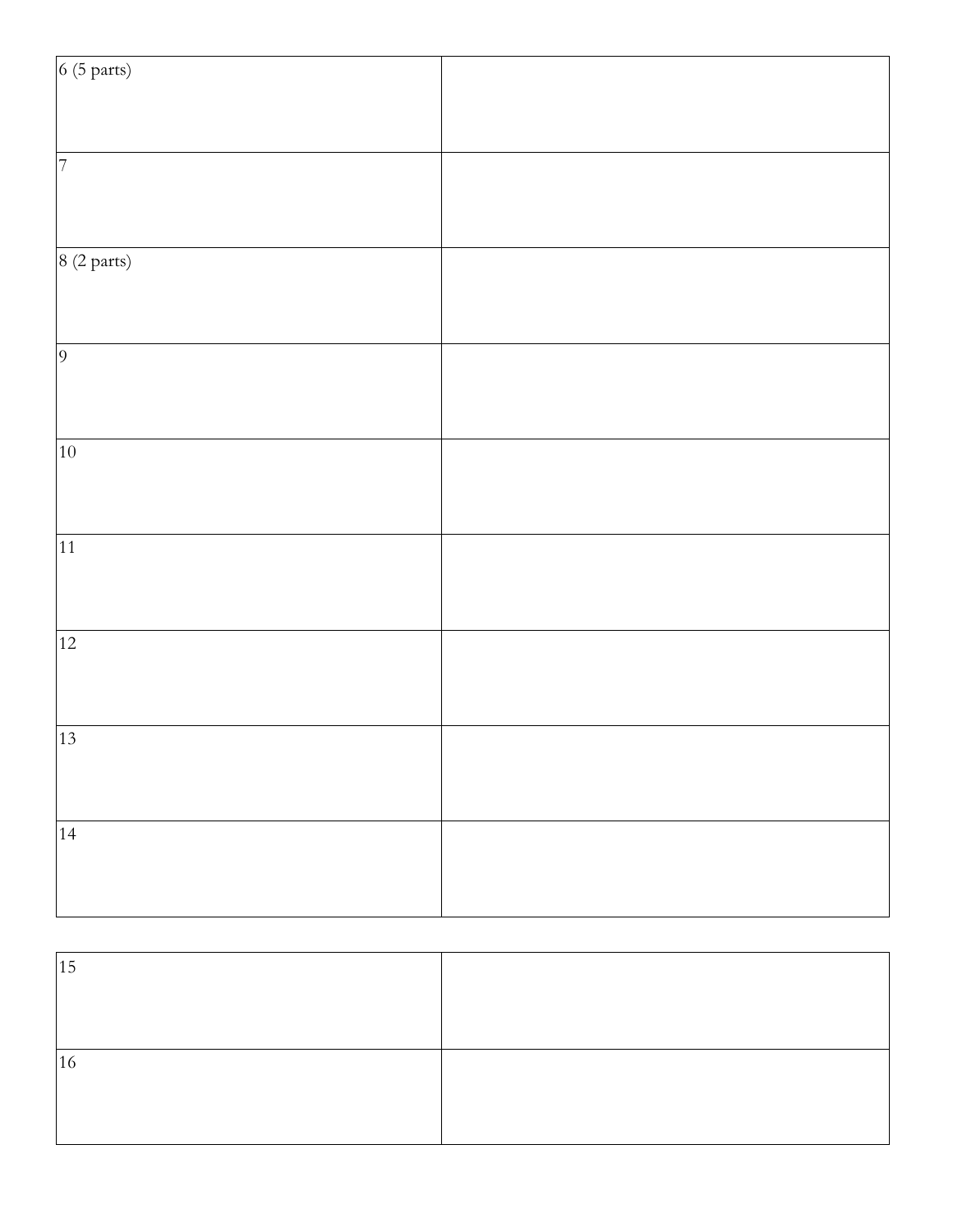| | |
|---|---|
| 6 (5 parts) | |
| 7 | |
| 8 (2 parts) | |
| 9 | |
| 10 | |
| 11 | |
| 12 | |
| 13 | |
| 14 | |
| 15 | |
| 16 | |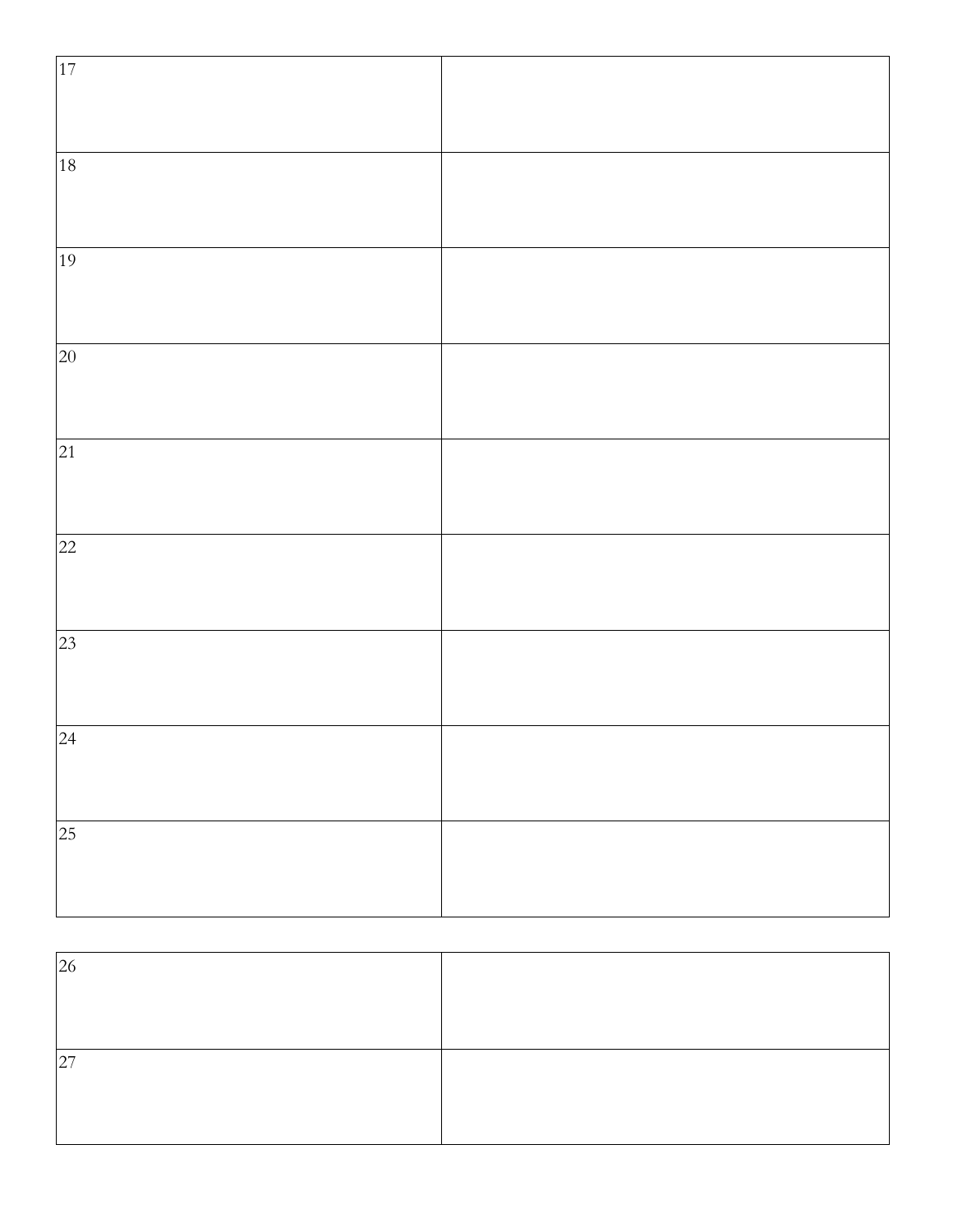| | |
|---|---|
| 17 | |
| 18 | |
| 19 | |
| 20 | |
| 21 | |
| 22 | |
| 23 | |
| 24 | |
| 25 | |

| | |
|---|---|
| 26 | |
| 27 | |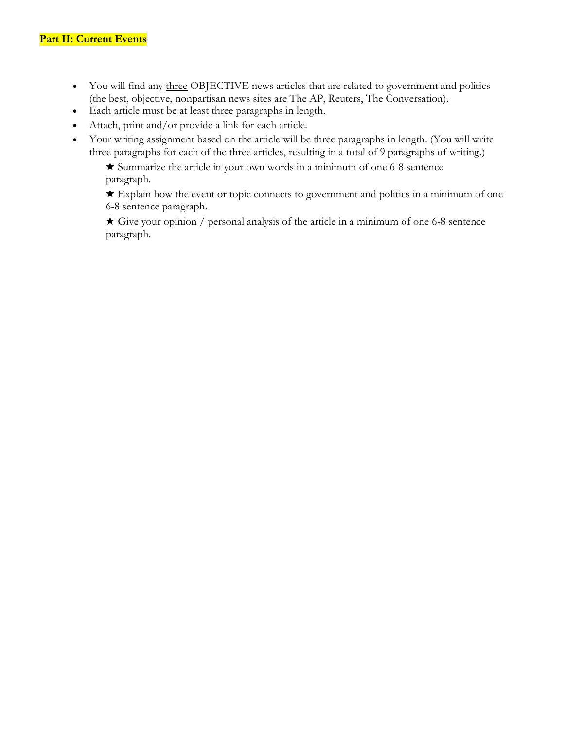**Part II: Current Events**

- You will find any <u>three</u> OBJECTIVE news articles that are related to government and politics (the best, objective, nonpartisan news sites are The AP, Reuters, The Conversation).
- Each article must be at least three paragraphs in length.
- Attach, print and/or provide a link for each article.
- Your writing assignment based on the article will be three paragraphs in length. (You will write three paragraphs for each of the three articles, resulting in a total of 9 paragraphs of writing.)

  ★ Summarize the article in your own words in a minimum of one 6-8 sentence paragraph.

  ★ Explain how the event or topic connects to government and politics in a minimum of one 6-8 sentence paragraph.

  ★ Give your opinion / personal analysis of the article in a minimum of one 6-8 sentence paragraph.